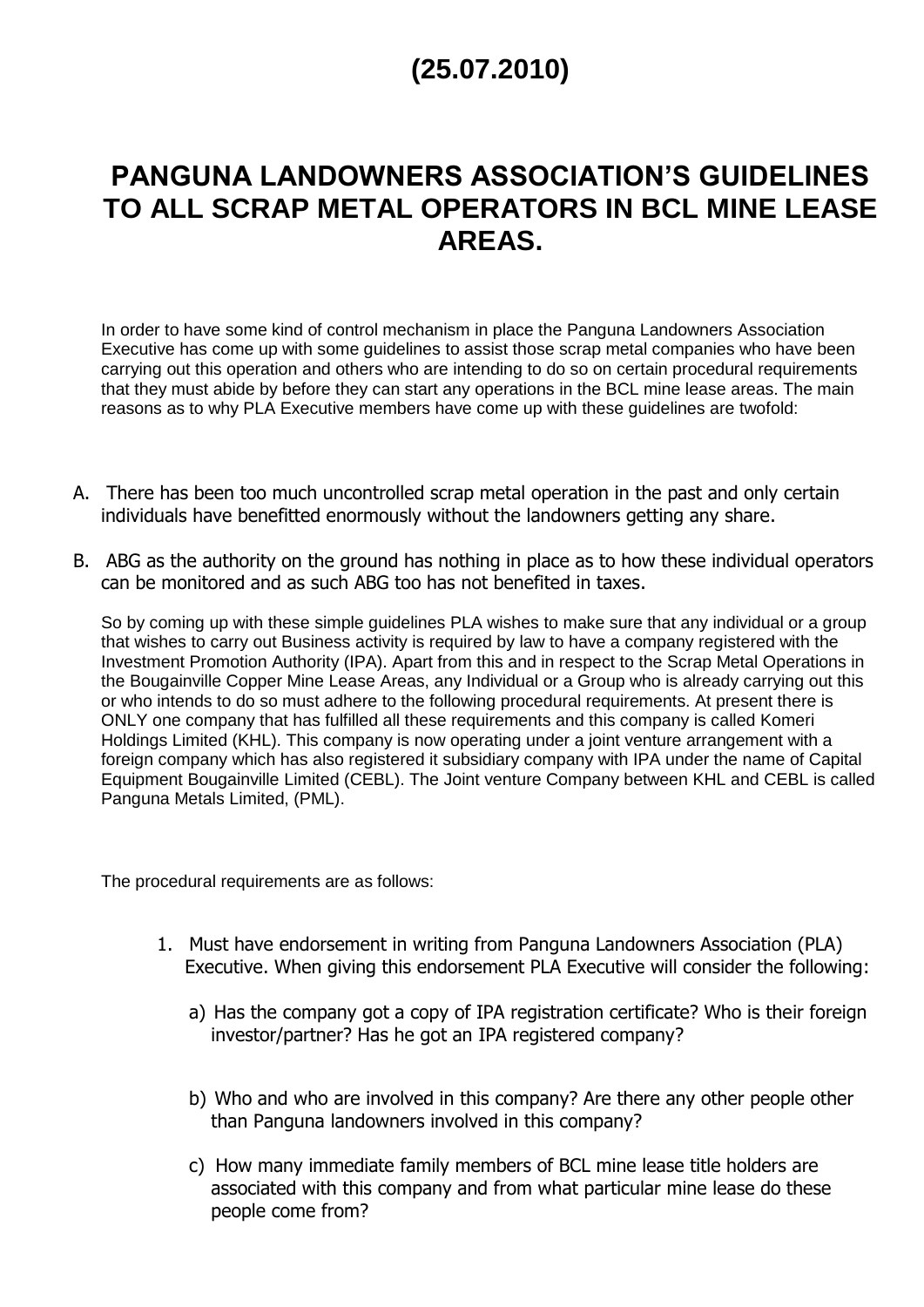# (25.07.2010)

# PANGUNA LANDOWNERS ASSOCIATION'S GUIDELINES TO ALL SCRAP METAL OPERATORS IN BCL MINE LEASE AREAS.

In order to have some kind of control mechanism in place the Panguna Landowners Association Executive has come up with some guidelines to assist those scrap metal companies who have been carrying out this operation and others who are intending to do so on certain procedural requirements that they must abide by before they can start any operations in the BCL mine lease areas. The main reasons as to why PLA Executive members have come up with these guidelines are twofold:

A. There has been too much uncontrolled scrap metal operation in the past and only certain individuals have benefitted enormously without the landowners getting any share.

B. ABG as the authority on the ground has nothing in place as to how these individual operators can be monitored and as such ABG too has not benefited in taxes.

So by coming up with these simple guidelines PLA wishes to make sure that any individual or a group that wishes to carry out Business activity is required by law to have a company registered with the Investment Promotion Authority (IPA). Apart from this and in respect to the Scrap Metal Operations in the Bougainville Copper Mine Lease Areas, any Individual or a Group who is already carrying out this or who intends to do so must adhere to the following procedural requirements. At present there is ONLY one company that has fulfilled all these requirements and this company is called Komeri Holdings Limited (KHL). This company is now operating under a joint venture arrangement with a foreign company which has also registered it subsidiary company with IPA under the name of Capital Equipment Bougainville Limited (CEBL). The Joint venture Company between KHL and CEBL is called Panguna Metals Limited, (PML).

The procedural requirements are as follows:

1. Must have endorsement in writing from Panguna Landowners Association (PLA) Executive. When giving this endorsement PLA Executive will consider the following:

   a) Has the company got a copy of IPA registration certificate? Who is their foreign investor/partner? Has he got an IPA registered company?

   b) Who and who are involved in this company? Are there any other people other than Panguna landowners involved in this company?

   c) How many immediate family members of BCL mine lease title holders are associated with this company and from what particular mine lease do these people come from?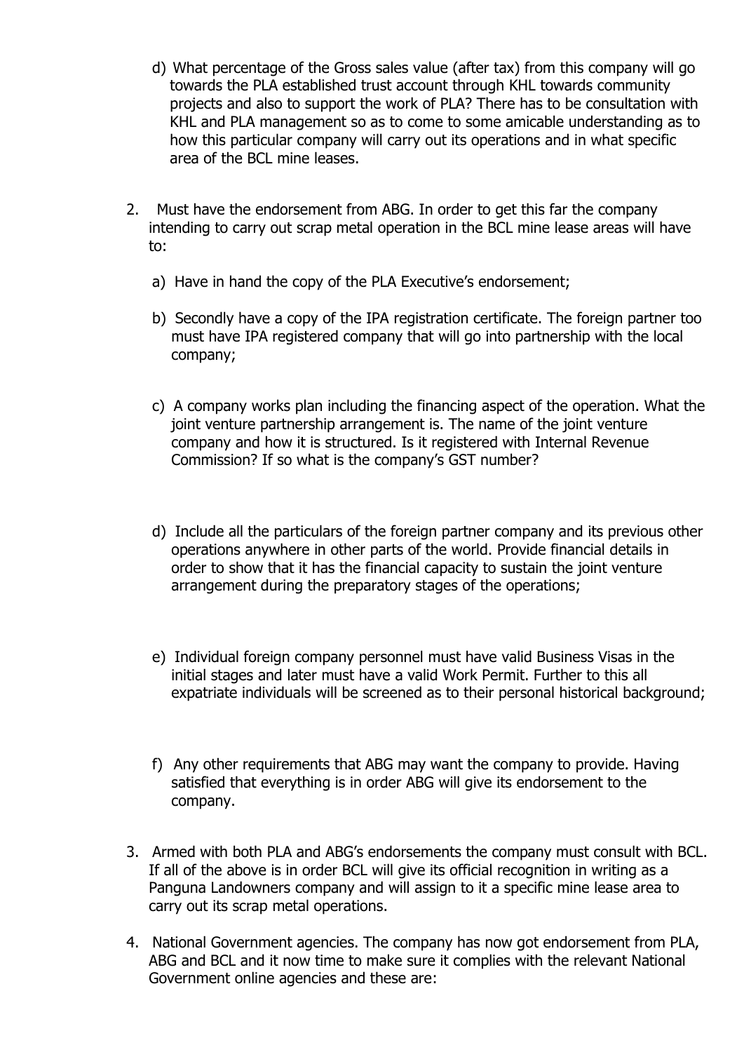d) What percentage of the Gross sales value (after tax) from this company will go towards the PLA established trust account through KHL towards community projects and also to support the work of PLA? There has to be consultation with KHL and PLA management so as to come to some amicable understanding as to how this particular company will carry out its operations and in what specific area of the BCL mine leases.

2. Must have the endorsement from ABG. In order to get this far the company intending to carry out scrap metal operation in the BCL mine lease areas will have to:

   a) Have in hand the copy of the PLA Executive's endorsement;

   b) Secondly have a copy of the IPA registration certificate. The foreign partner too must have IPA registered company that will go into partnership with the local company;

   c) A company works plan including the financing aspect of the operation. What the joint venture partnership arrangement is. The name of the joint venture company and how it is structured. Is it registered with Internal Revenue Commission? If so what is the company's GST number?

   d) Include all the particulars of the foreign partner company and its previous other operations anywhere in other parts of the world. Provide financial details in order to show that it has the financial capacity to sustain the joint venture arrangement during the preparatory stages of the operations;

   e) Individual foreign company personnel must have valid Business Visas in the initial stages and later must have a valid Work Permit. Further to this all expatriate individuals will be screened as to their personal historical background;

   f) Any other requirements that ABG may want the company to provide. Having satisfied that everything is in order ABG will give its endorsement to the company.

3. Armed with both PLA and ABG's endorsements the company must consult with BCL. If all of the above is in order BCL will give its official recognition in writing as a Panguna Landowners company and will assign to it a specific mine lease area to carry out its scrap metal operations.

4. National Government agencies. The company has now got endorsement from PLA, ABG and BCL and it now time to make sure it complies with the relevant National Government online agencies and these are: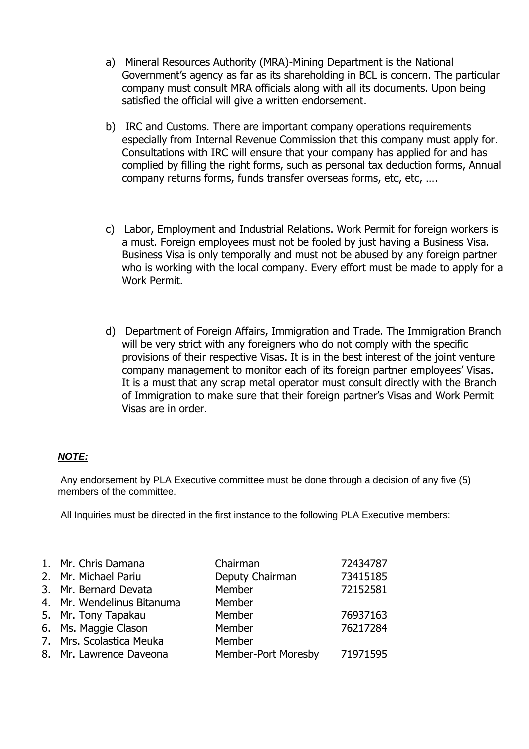a) Mineral Resources Authority (MRA)-Mining Department is the National Government's agency as far as its shareholding in BCL is concern. The particular company must consult MRA officials along with all its documents. Upon being satisfied the official will give a written endorsement.

b) IRC and Customs. There are important company operations requirements especially from Internal Revenue Commission that this company must apply for. Consultations with IRC will ensure that your company has applied for and has complied by filling the right forms, such as personal tax deduction forms, Annual company returns forms, funds transfer overseas forms, etc, etc, ….

c) Labor, Employment and Industrial Relations. Work Permit for foreign workers is a must. Foreign employees must not be fooled by just having a Business Visa. Business Visa is only temporally and must not be abused by any foreign partner who is working with the local company. Every effort must be made to apply for a Work Permit.

d) Department of Foreign Affairs, Immigration and Trade. The Immigration Branch will be very strict with any foreigners who do not comply with the specific provisions of their respective Visas. It is in the best interest of the joint venture company management to monitor each of its foreign partner employees' Visas. It is a must that any scrap metal operator must consult directly with the Branch of Immigration to make sure that their foreign partner's Visas and Work Permit Visas are in order.

***NOTE:***

Any endorsement by PLA Executive committee must be done through a decision of any five (5) members of the committee.

All Inquiries must be directed in the first instance to the following PLA Executive members:

| | | | |
|---|---|---|---|
| 1. | Mr. Chris Damana | Chairman | 72434787 |
| 2. | Mr. Michael Pariu | Deputy Chairman | 73415185 |
| 3. | Mr. Bernard Devata | Member | 72152581 |
| 4. | Mr. Wendelinus Bitanuma | Member | |
| 5. | Mr. Tony Tapakau | Member | 76937163 |
| 6. | Ms. Maggie Clason | Member | 76217284 |
| 7. | Mrs. Scolastica Meuka | Member | |
| 8. | Mr. Lawrence Daveona | Member-Port Moresby | 71971595 |